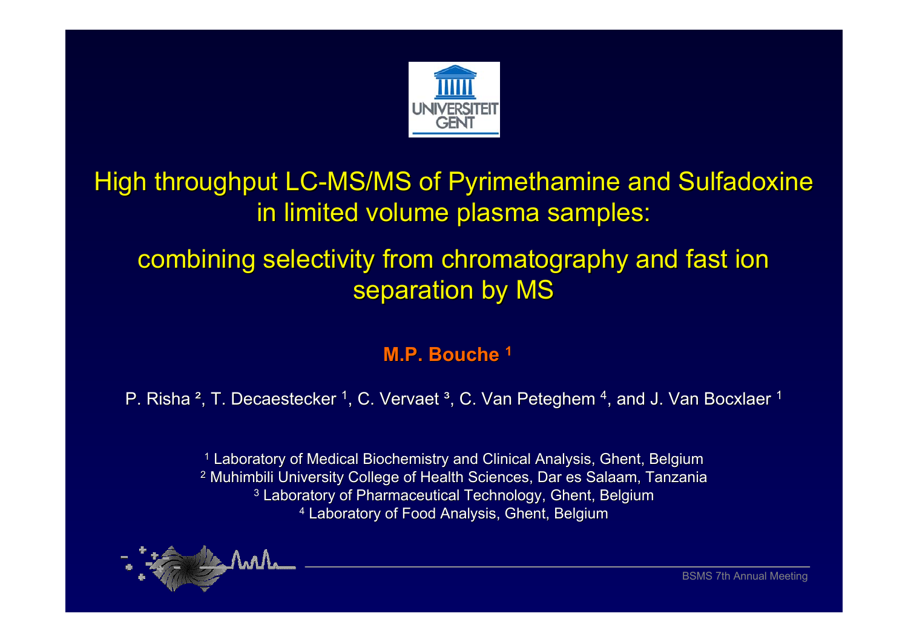# High throughput LC-MS/MS of Pyrimethamine and Sulfadoxine in limited volume plasma samples:

## combining selectivity from chromatography and fast ion separation by MS

**M.P. Bouche [1]**

P. Risha [2], T. Decaestecker [1], C. Vervaet [3], C. Van Peteghem [4], and J. Van Bocxlaer [1]

[1] Laboratory of Medical Biochemistry and Clinical Analysis, Ghent, Belgium
[2] Muhimbili University College of Health Sciences, Dar es Salaam, Tanzania
[3] Laboratory of Pharmaceutical Technology, Ghent, Belgium
[4] Laboratory of Food Analysis, Ghent, Belgium

BSMS 7th Annual Meeting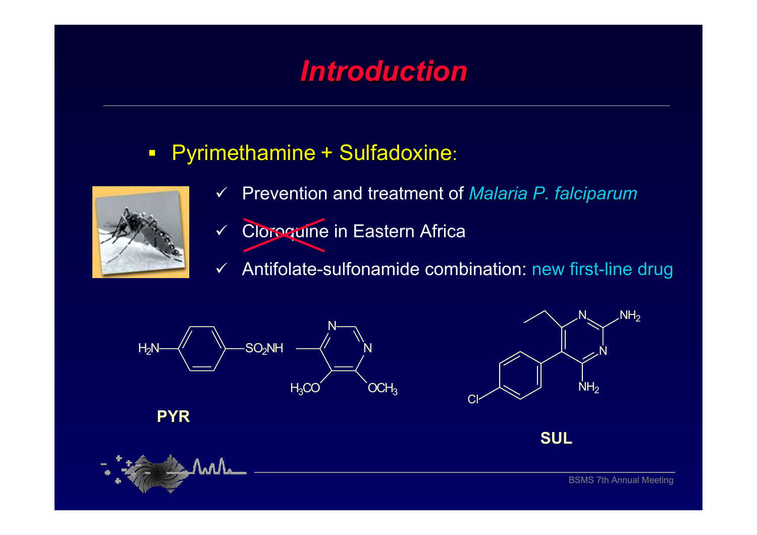# Introduction

- Pyrimethamine + Sulfadoxine:
  - ✓ Prevention and treatment of *Malaria P. falciparum*
  - ✓ ~~Cloroquine~~ in Eastern Africa
  - ✓ Antifolate-sulfonamide combination: new first-line drug

**PYR**

**SUL**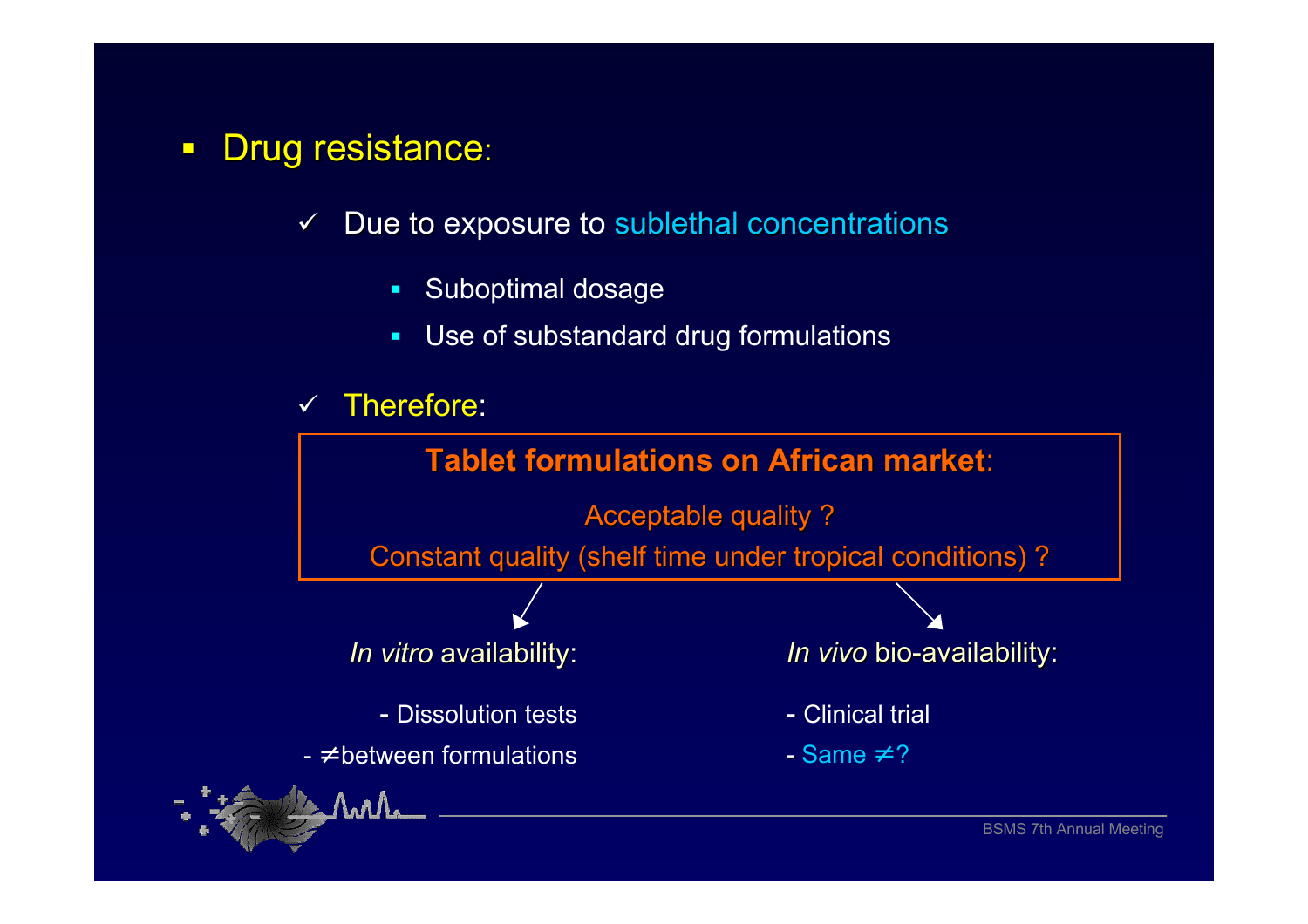- Drug resistance:
  - ✓ Due to exposure to sublethal concentrations
    - Suboptimal dosage
    - Use of substandard drug formulations
  - ✓ Therefore:

**Tablet formulations on African market**:

Acceptable quality ?

Constant quality (shelf time under tropical conditions) ?

*In vitro* availability:

- Dissolution tests
- ≠ between formulations

*In vivo* bio-availability:

- Clinical trial
- Same ≠?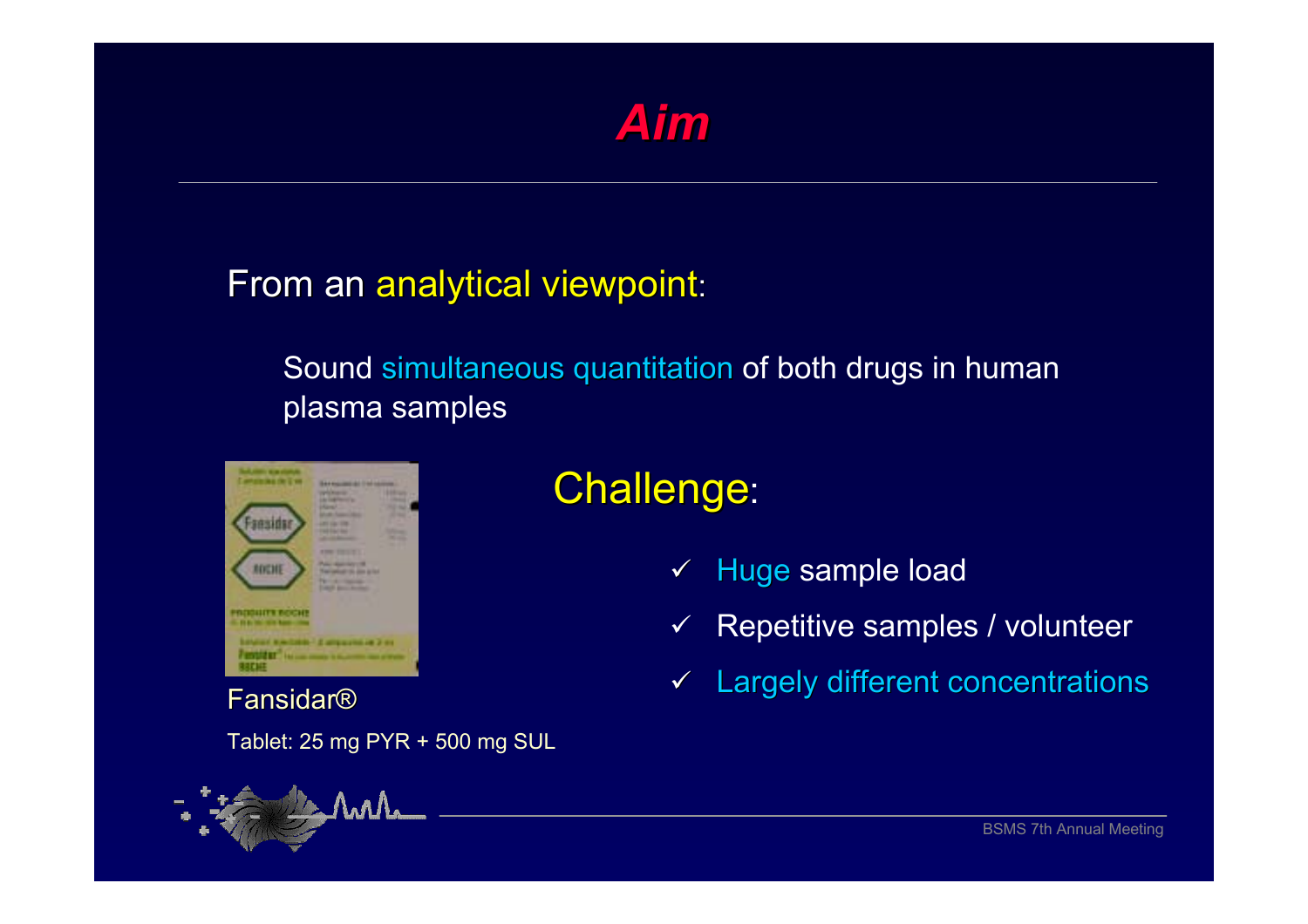# *Aim*

From an analytical viewpoint:

Sound simultaneous quantitation of both drugs in human plasma samples

Fansidar®

Tablet: 25 mg PYR + 500 mg SUL

## Challenge:

- ✓ Huge sample load
- ✓ Repetitive samples / volunteer
- ✓ Largely different concentrations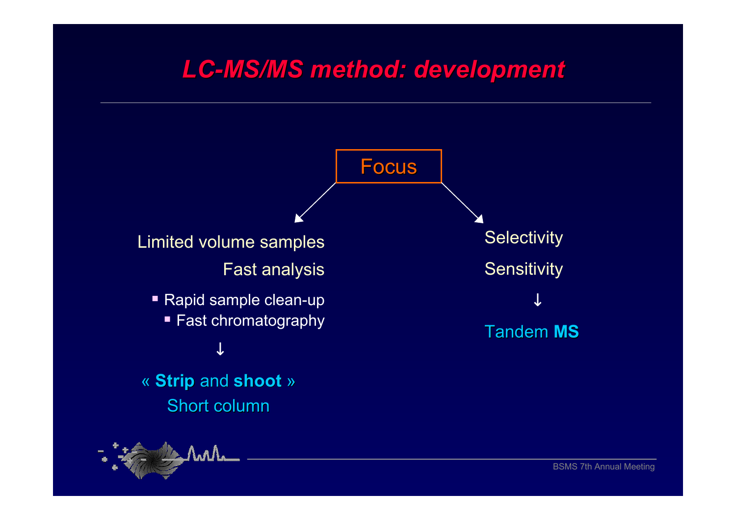# *LC-MS/MS method: development*

Focus

Limited volume samples

Fast analysis

- Rapid sample clean-up
  - Fast chromatography

↓

« **Strip** and **shoot** »

Short column

Selectivity

Sensitivity

↓

Tandem **MS**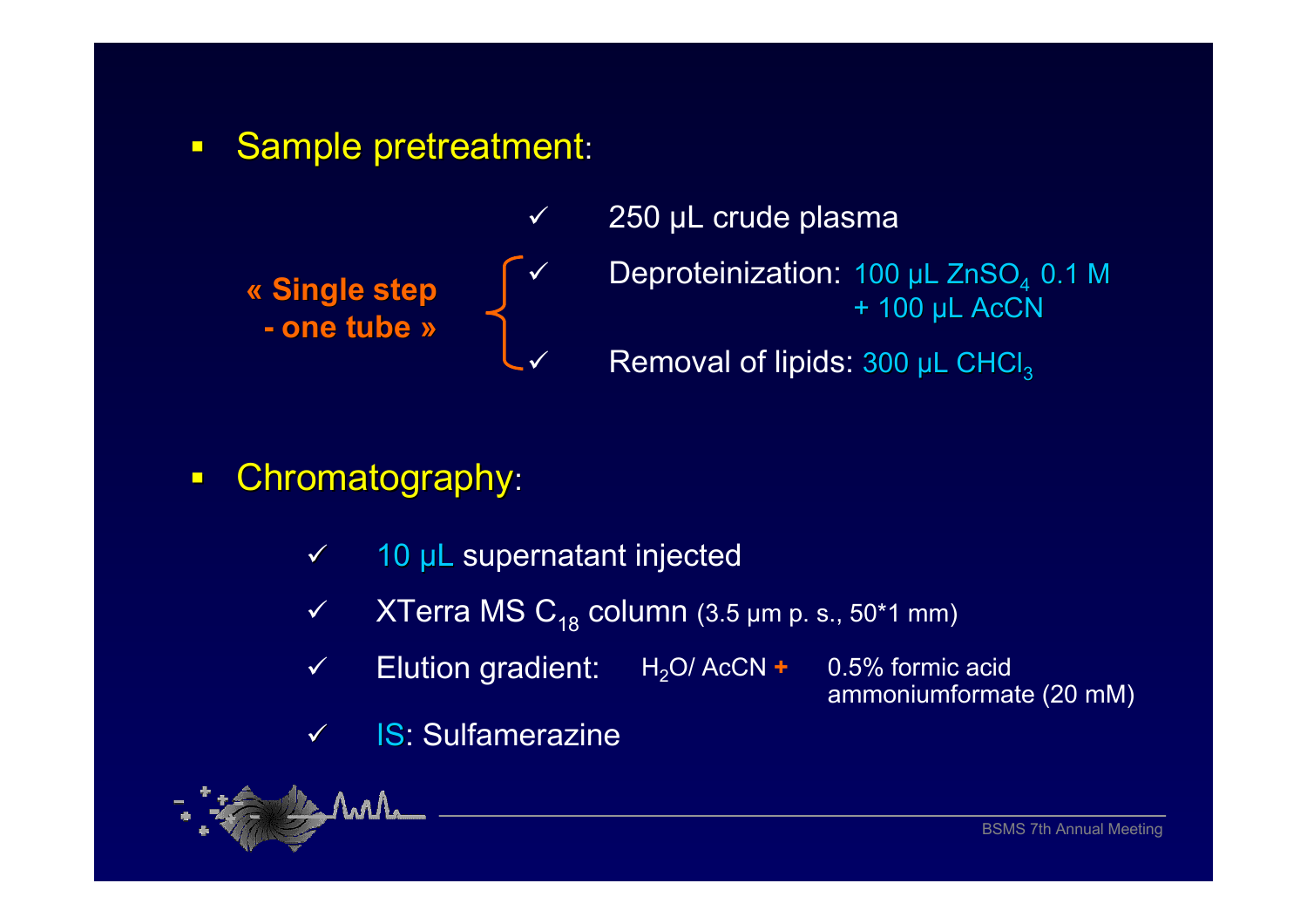- Sample pretreatment:

  **« Single step - one tube »**

  - ✓ 250 µL crude plasma
  - ✓ Deproteinization: 100 µL $ZnSO_4$ 0.1 M + 100 µL AcCN
  - ✓ Removal of lipids: 300 µL $CHCl_3$

- Chromatography:

  - ✓ 10 µL supernatant injected
  - ✓ XTerra MS $C_{18}$ column (3.5 µm p. s., 50*1 mm)
  - ✓ Elution gradient: $H_2O$/ AcCN **+** 0.5% formic acid ammoniumformate (20 mM)
  - ✓ IS: Sulfamerazine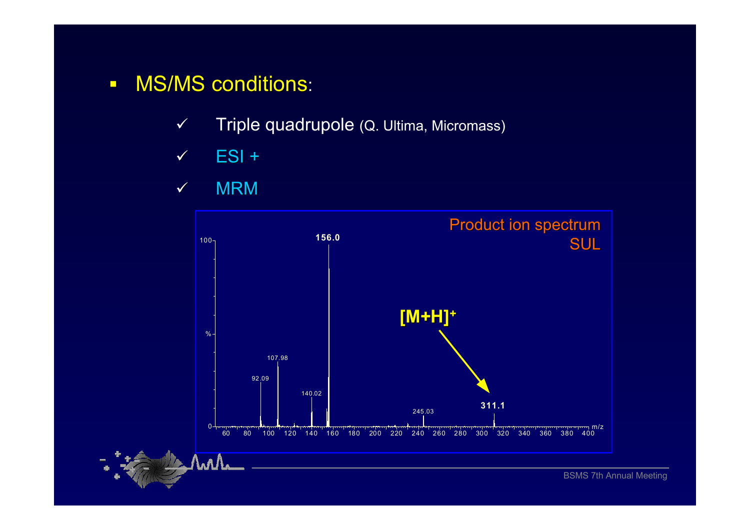- MS/MS conditions:
  - ✓ Triple quadrupole (Q. Ultima, Micromass)
  - ✓ ESI +
  - ✓ MRM

Product ion spectrum SUL

$[M+H]^+$

156.0, 107.98, 92.09, 140.02, 245.03, 311.1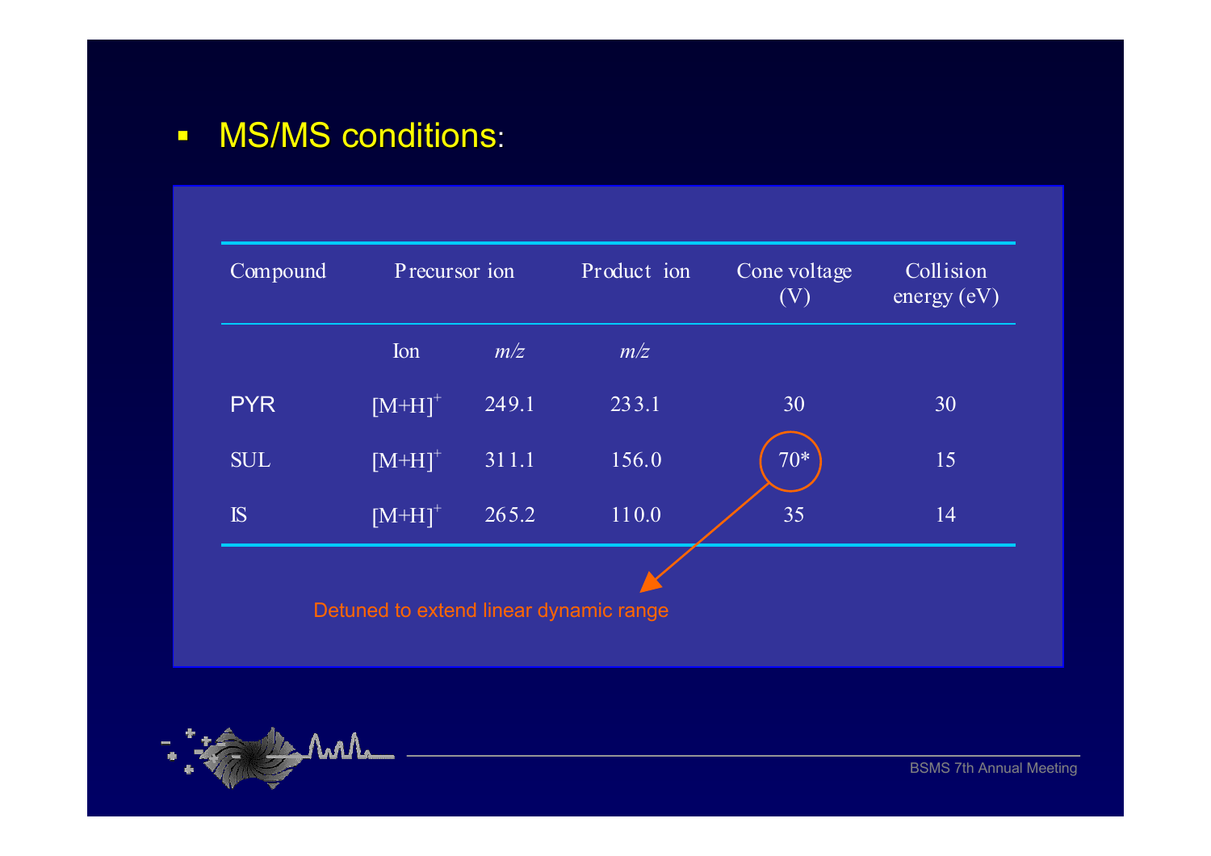- MS/MS conditions:

| Compound | Precursor ion | | Product ion | Cone voltage (V) | Collision energy (eV) |
|---|---|---|---|---|---|
| | Ion | *m/z* | *m/z* | | |
| PYR | $[M+H]^+$ | 249.1 | 233.1 | 30 | 30 |
| SUL | $[M+H]^+$ | 311.1 | 156.0 | 70* | 15 |
| IS | $[M+H]^+$ | 265.2 | 110.0 | 35 | 14 |

Detuned to extend linear dynamic range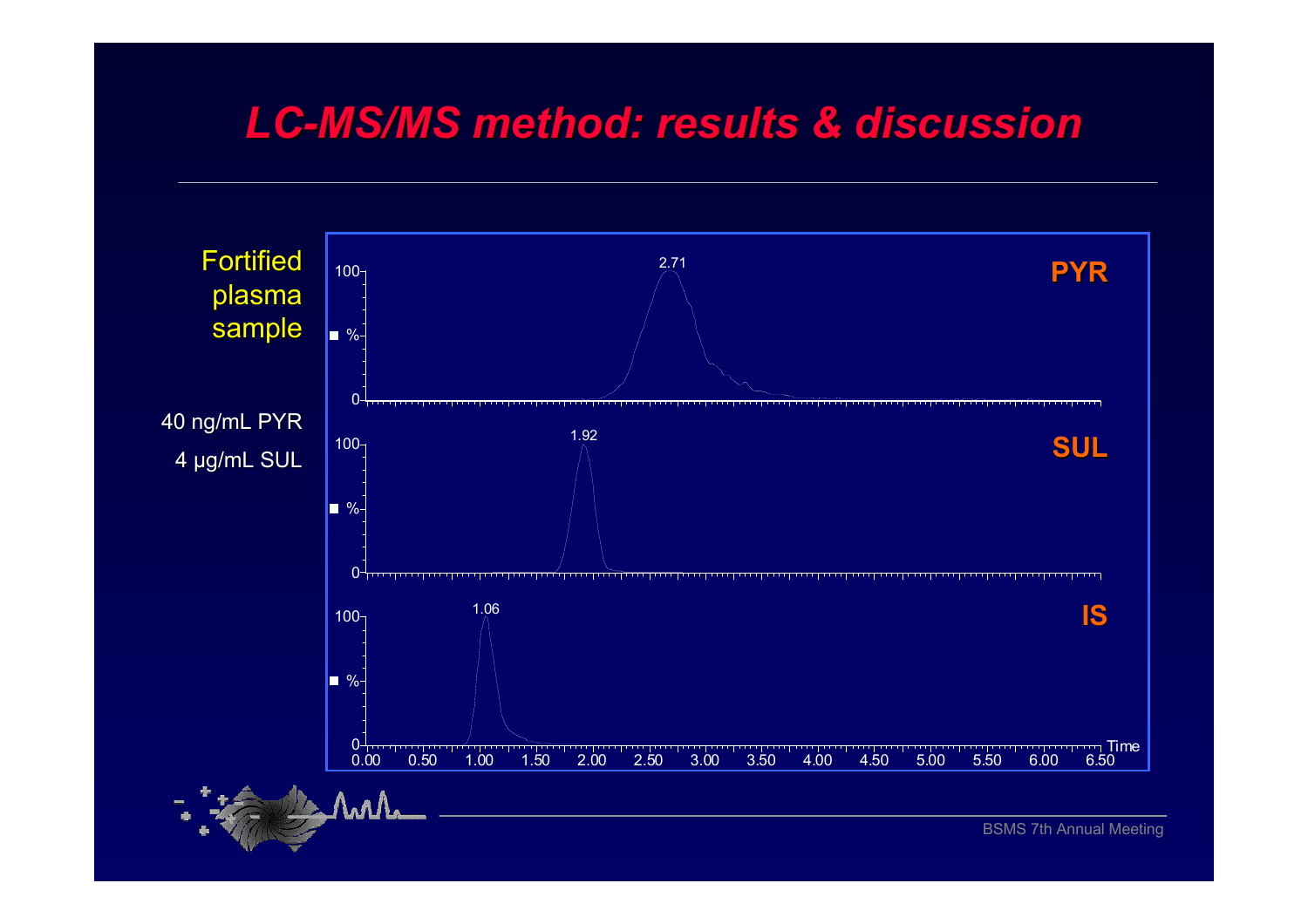# LC-MS/MS method: results & discussion

Fortified plasma sample

40 ng/mL PYR

4 µg/mL SUL

PYR: 2.71

SUL: 1.92

IS: 1.06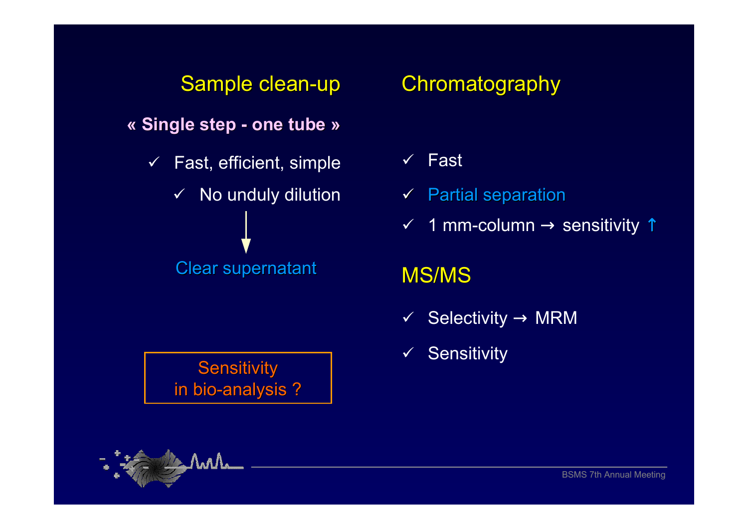## Sample clean-up

**« Single step - one tube »**

- ✓ Fast, efficient, simple
  - ✓ No unduly dilution

↓

Clear supernatant

Sensitivity in bio-analysis ?

## Chromatography

- ✓ Fast
- ✓ Partial separation
- ✓ 1 mm-column → sensitivity ↑

## MS/MS

- ✓ Selectivity → MRM
- ✓ Sensitivity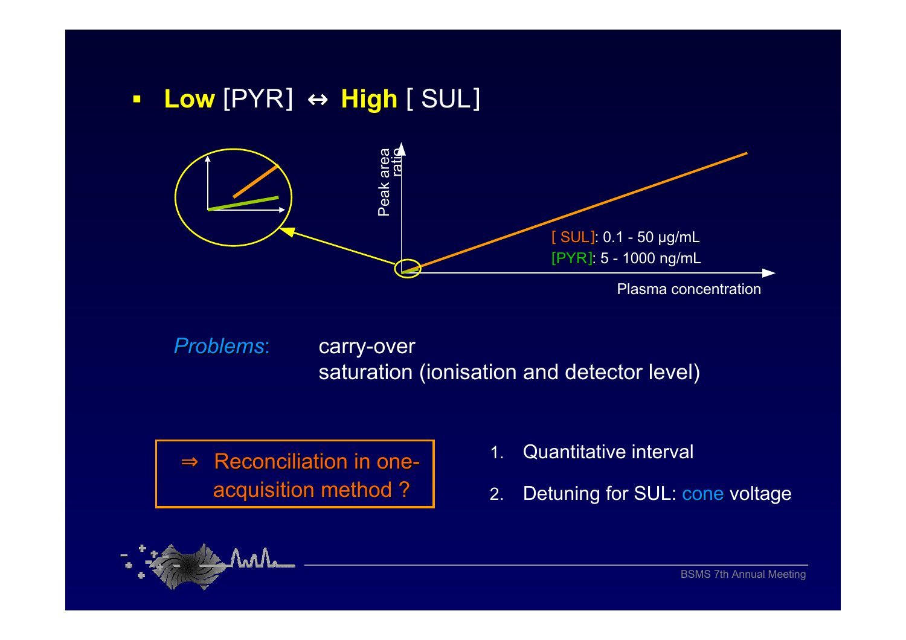- **Low** [PYR] ↔ **High** [ SUL]

Peak area ratio

[ SUL]: 0.1 - 50 µg/mL

[PYR]: 5 - 1000 ng/mL

Plasma concentration

*Problems*: carry-over
saturation (ionisation and detector level)

⇒ Reconciliation in one-acquisition method ?

1. Quantitative interval
2. Detuning for SUL: cone voltage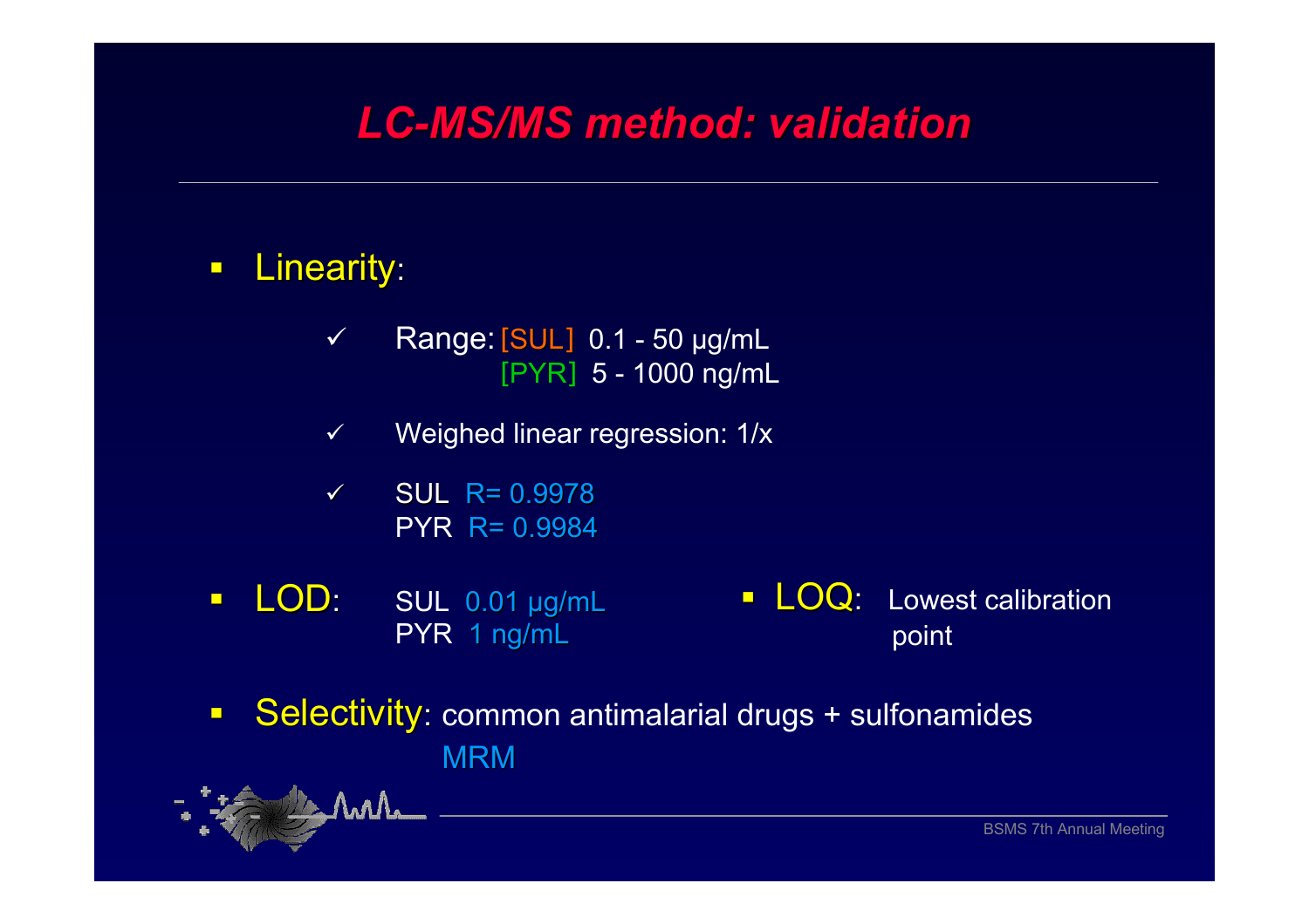# LC-MS/MS method: validation

- Linearity:
  - ✓ Range: [SUL] 0.1 - 50 µg/mL
    [PYR] 5 - 1000 ng/mL
  - ✓ Weighed linear regression: 1/x
  - ✓ SUL R= 0.9978
    PYR R= 0.9984
- LOD: SUL 0.01 µg/mL
  PYR 1 ng/mL
- LOQ: Lowest calibration point
- Selectivity: common antimalarial drugs + sulfonamides
  MRM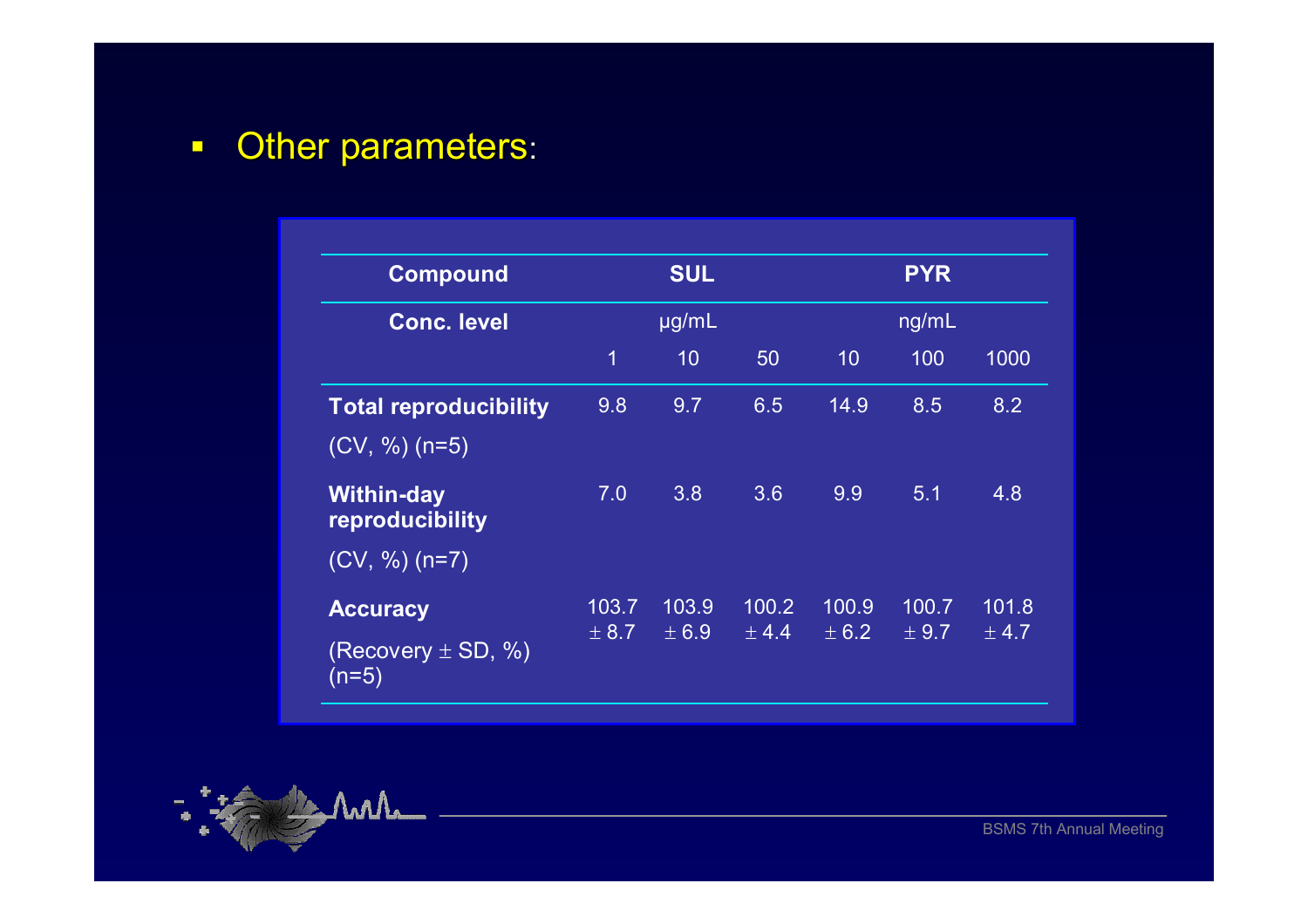- Other parameters:

| Compound | SUL | | | PYR | | |
|---|---|---|---|---|---|---|
| Conc. level | µg/mL | | | ng/mL | | |
| | 1 | 10 | 50 | 10 | 100 | 1000 |
| **Total reproducibility** (CV, %) (n=5) | 9.8 | 9.7 | 6.5 | 14.9 | 8.5 | 8.2 |
| **Within-day reproducibility** (CV, %) (n=7) | 7.0 | 3.8 | 3.6 | 9.9 | 5.1 | 4.8 |
| **Accuracy** (Recovery ± SD, %) (n=5) | 103.7 ± 8.7 | 103.9 ± 6.9 | 100.2 ± 4.4 | 100.9 ± 6.2 | 100.7 ± 9.7 | 101.8 ± 4.7 |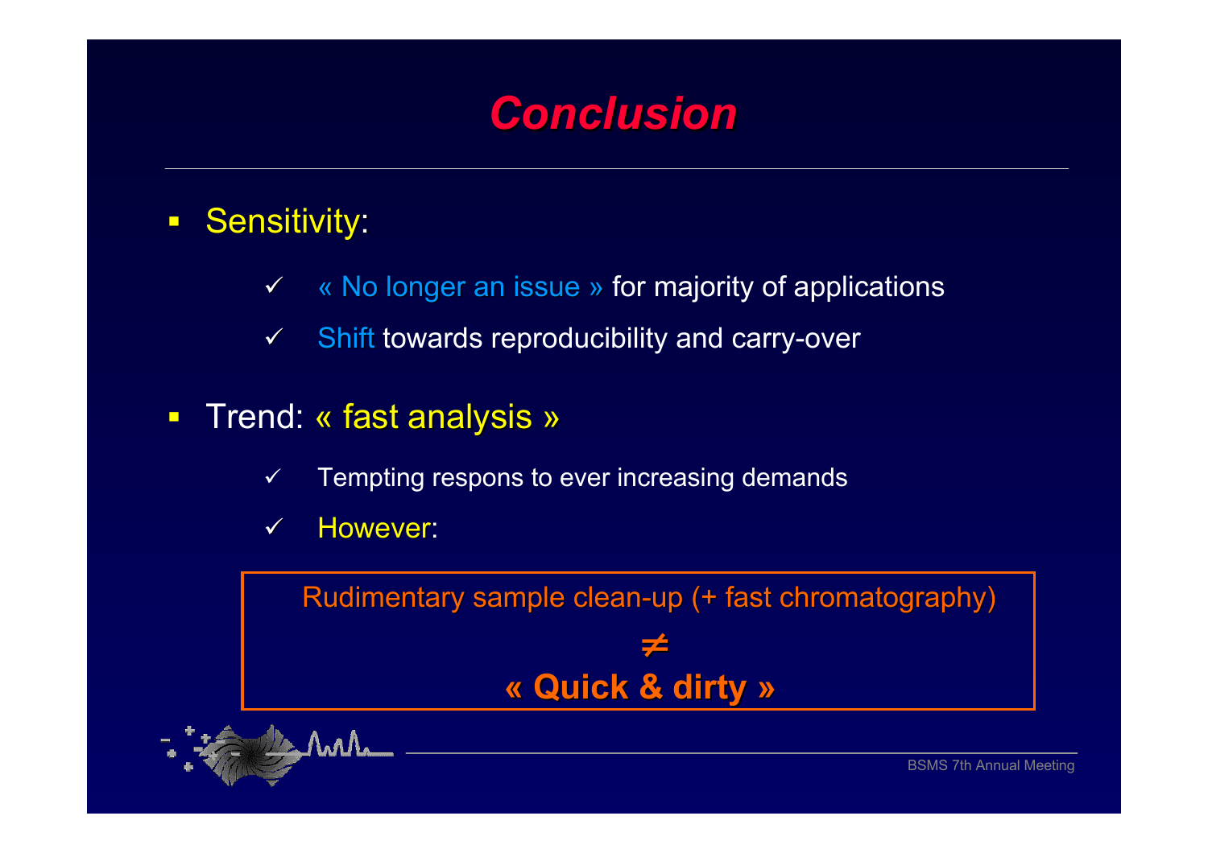# Conclusion

- Sensitivity:
  - ✓ « No longer an issue » for majority of applications
  - ✓ Shift towards reproducibility and carry-over

- Trend: « fast analysis »
  - ✓ Tempting respons to ever increasing demands
  - ✓ However:

Rudimentary sample clean-up (+ fast chromatography)

≠

**« Quick & dirty »**